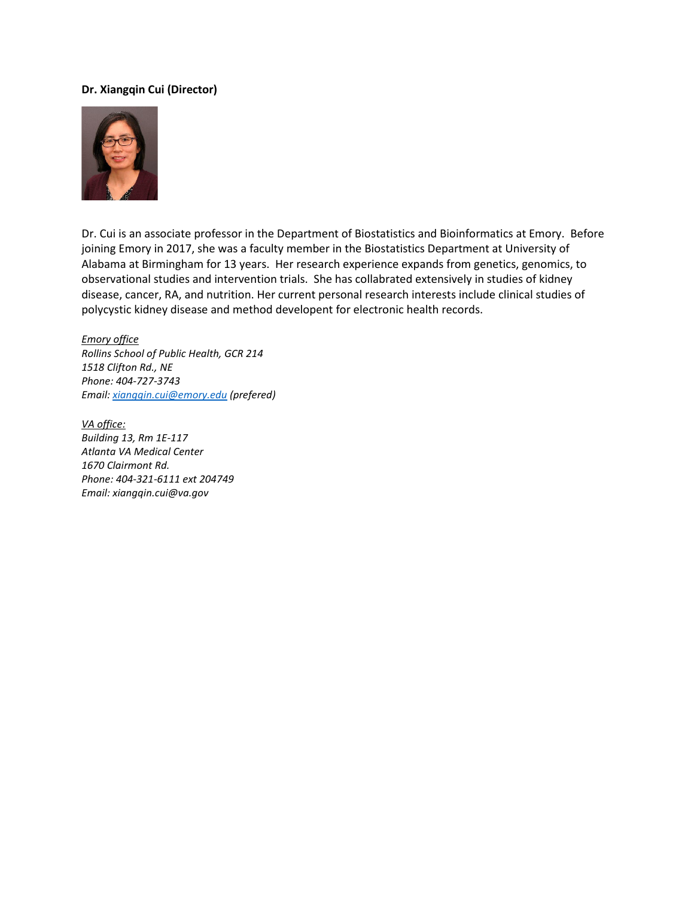**Dr. Xiangqin Cui (Director)**

Dr. Cui is an associate professor in the Department of Biostatistics and Bioinformatics at Emory. Before joining Emory in 2017, she was a faculty member in the Biostatistics Department at University of Alabama at Birmingham for 13 years. Her research experience expands from genetics, genomics, to observational studies and intervention trials. She has collabrated extensively in studies of kidney disease, cancer, RA, and nutrition. Her current personal research interests include clinical studies of polycystic kidney disease and method developent for electronic health records.

*Emory office*
*Rollins School of Public Health, GCR 214*
*1518 Clifton Rd., NE*
*Phone: 404-727-3743*
*Email: [xiangqin.cui@emory.edu](mailto:xiangqin.cui@emory.edu) (prefered)*

*VA office:*
*Building 13, Rm 1E-117*
*Atlanta VA Medical Center*
*1670 Clairmont Rd.*
*Phone: 404-321-6111 ext 204749*
*Email: xiangqin.cui@va.gov*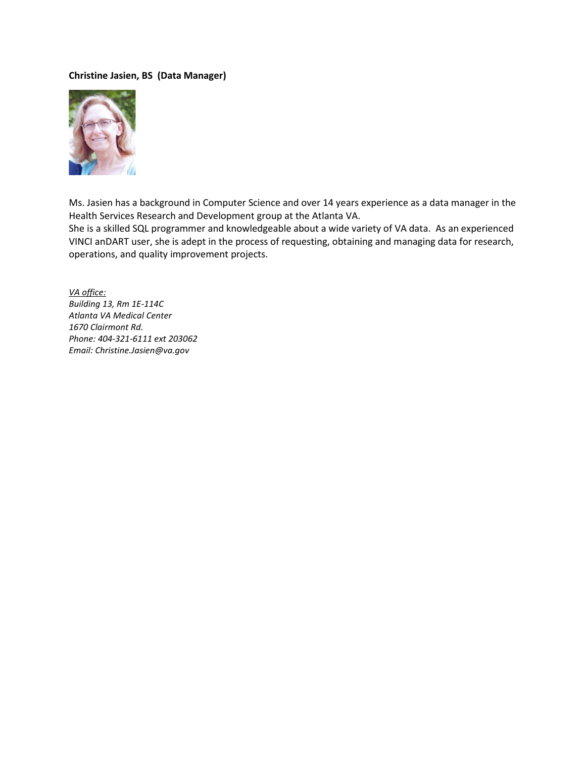**Christine Jasien, BS  (Data Manager)**

Ms. Jasien has a background in Computer Science and over 14 years experience as a data manager in the Health Services Research and Development group at the Atlanta VA.
She is a skilled SQL programmer and knowledgeable about a wide variety of VA data. As an experienced VINCI anDART user, she is adept in the process of requesting, obtaining and managing data for research, operations, and quality improvement projects.

*VA office:*
*Building 13, Rm 1E-114C*
*Atlanta VA Medical Center*
*1670 Clairmont Rd.*
*Phone: 404-321-6111 ext 203062*
*Email: Christine.Jasien@va.gov*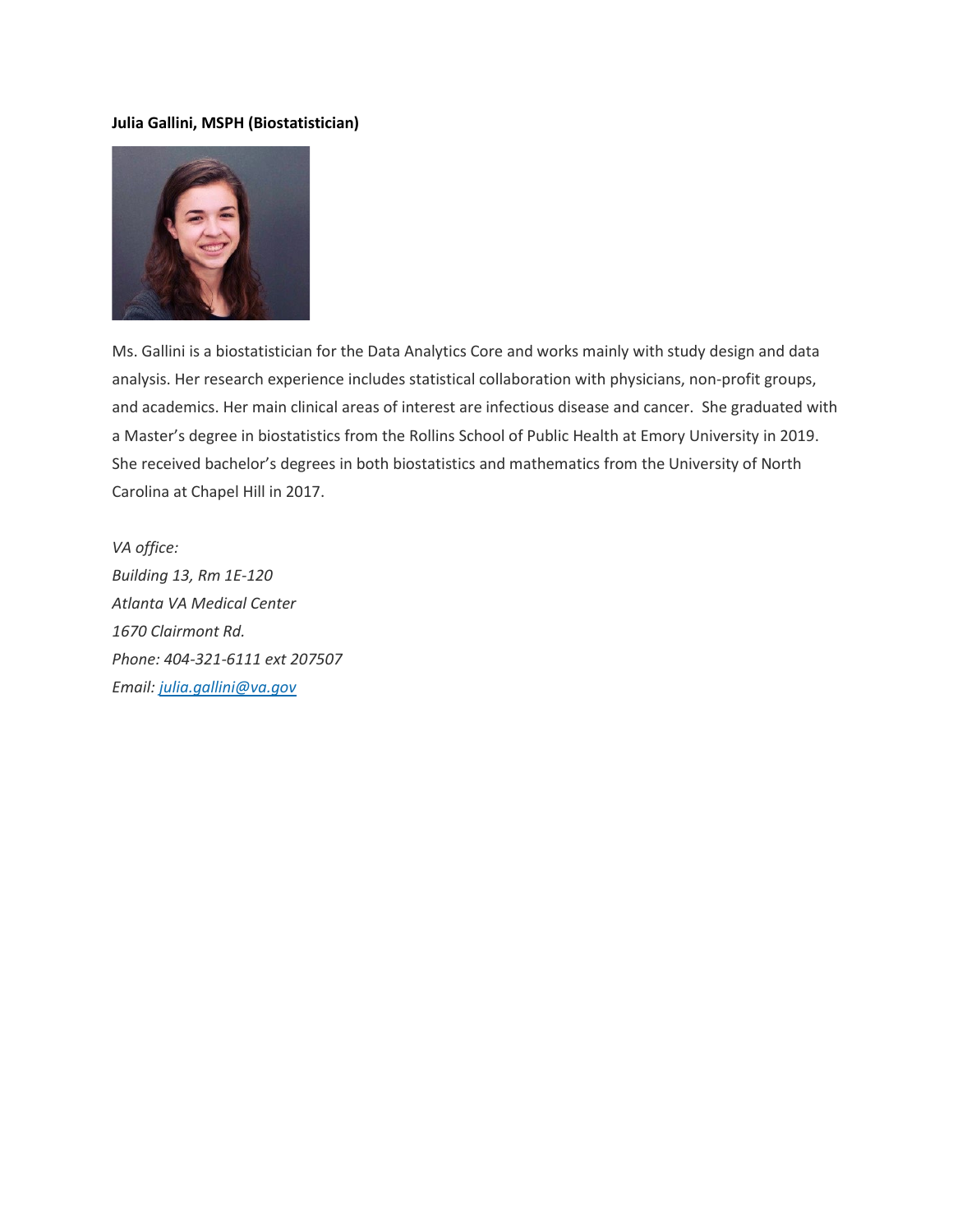**Julia Gallini, MSPH (Biostatistician)**

Ms. Gallini is a biostatistician for the Data Analytics Core and works mainly with study design and data analysis. Her research experience includes statistical collaboration with physicians, non-profit groups, and academics. Her main clinical areas of interest are infectious disease and cancer. She graduated with a Master's degree in biostatistics from the Rollins School of Public Health at Emory University in 2019. She received bachelor's degrees in both biostatistics and mathematics from the University of North Carolina at Chapel Hill in 2017.

*VA office:*
*Building 13, Rm 1E-120*
*Atlanta VA Medical Center*
*1670 Clairmont Rd.*
*Phone: 404-321-6111 ext 207507*
*Email: julia.gallini@va.gov*